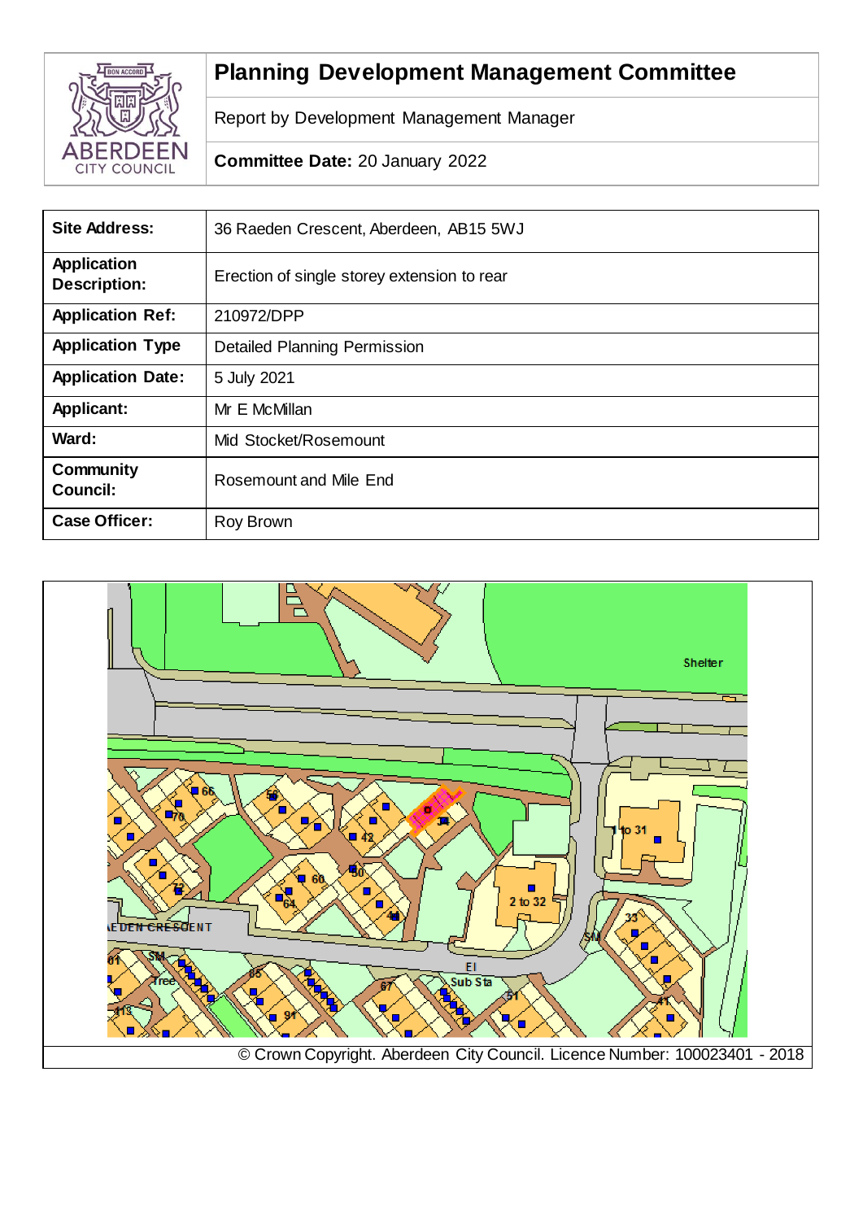# Planning Development Management Committee

Report by Development Management Manager

**Committee Date:** 20 January 2022

| Site Address: | 36 Raeden Crescent, Aberdeen, AB15 5WJ |
|---|---|
| **Application Description:** | Erection of single storey extension to rear |
| **Application Ref:** | 210972/DPP |
| **Application Type** | Detailed Planning Permission |
| **Application Date:** | 5 July 2021 |
| **Applicant:** | Mr E McMillan |
| **Ward:** | Mid Stocket/Rosemount |
| **Community Council:** | Rosemount and Mile End |
| **Case Officer:** | Roy Brown |

© Crown Copyright. Aberdeen City Council. Licence Number: 100023401 - 2018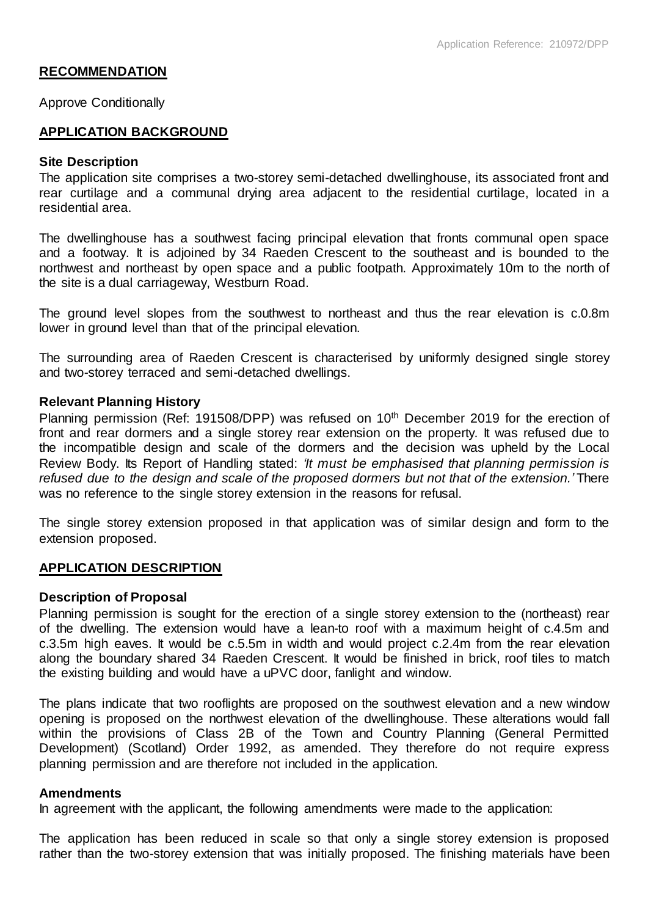## RECOMMENDATION

Approve Conditionally

## APPLICATION BACKGROUND

### Site Description

The application site comprises a two-storey semi-detached dwellinghouse, its associated front and rear curtilage and a communal drying area adjacent to the residential curtilage, located in a residential area.

The dwellinghouse has a southwest facing principal elevation that fronts communal open space and a footway. It is adjoined by 34 Raeden Crescent to the southeast and is bounded to the northwest and northeast by open space and a public footpath. Approximately 10m to the north of the site is a dual carriageway, Westburn Road.

The ground level slopes from the southwest to northeast and thus the rear elevation is c.0.8m lower in ground level than that of the principal elevation.

The surrounding area of Raeden Crescent is characterised by uniformly designed single storey and two-storey terraced and semi-detached dwellings.

### Relevant Planning History

Planning permission (Ref: 191508/DPP) was refused on 10th December 2019 for the erection of front and rear dormers and a single storey rear extension on the property. It was refused due to the incompatible design and scale of the dormers and the decision was upheld by the Local Review Body. Its Report of Handling stated: *'It must be emphasised that planning permission is refused due to the design and scale of the proposed dormers but not that of the extension.'* There was no reference to the single storey extension in the reasons for refusal.

The single storey extension proposed in that application was of similar design and form to the extension proposed.

## APPLICATION DESCRIPTION

### Description of Proposal

Planning permission is sought for the erection of a single storey extension to the (northeast) rear of the dwelling. The extension would have a lean-to roof with a maximum height of c.4.5m and c.3.5m high eaves. It would be c.5.5m in width and would project c.2.4m from the rear elevation along the boundary shared 34 Raeden Crescent. It would be finished in brick, roof tiles to match the existing building and would have a uPVC door, fanlight and window.

The plans indicate that two rooflights are proposed on the southwest elevation and a new window opening is proposed on the northwest elevation of the dwellinghouse. These alterations would fall within the provisions of Class 2B of the Town and Country Planning (General Permitted Development) (Scotland) Order 1992, as amended. They therefore do not require express planning permission and are therefore not included in the application.

### Amendments

In agreement with the applicant, the following amendments were made to the application:

The application has been reduced in scale so that only a single storey extension is proposed rather than the two-storey extension that was initially proposed. The finishing materials have been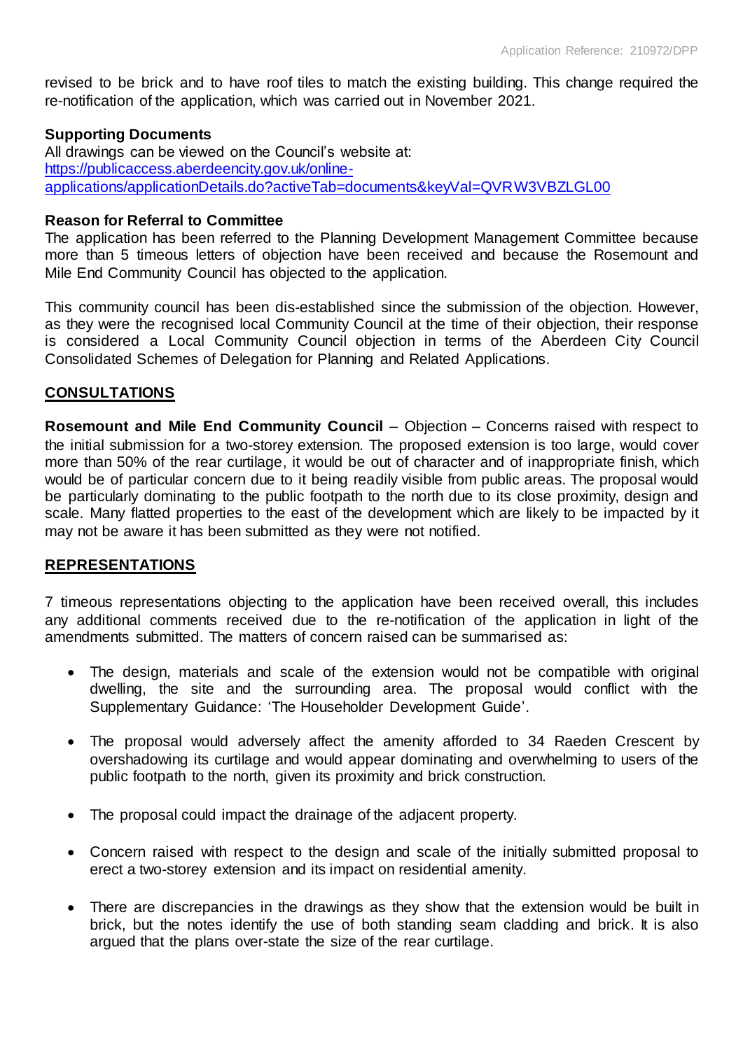revised to be brick and to have roof tiles to match the existing building. This change required the re-notification of the application, which was carried out in November 2021.

**Supporting Documents**
All drawings can be viewed on the Council's website at:
[https://publicaccess.aberdeencity.gov.uk/online-applications/applicationDetails.do?activeTab=documents&keyVal=QVRW3VBZLGL00](https://publicaccess.aberdeencity.gov.uk/online-applications/applicationDetails.do?activeTab=documents&keyVal=QVRW3VBZLGL00)

**Reason for Referral to Committee**
The application has been referred to the Planning Development Management Committee because more than 5 timeous letters of objection have been received and because the Rosemount and Mile End Community Council has objected to the application.

This community council has been dis-established since the submission of the objection. However, as they were the recognised local Community Council at the time of their objection, their response is considered a Local Community Council objection in terms of the Aberdeen City Council Consolidated Schemes of Delegation for Planning and Related Applications.

## CONSULTATIONS

**Rosemount and Mile End Community Council** – Objection – Concerns raised with respect to the initial submission for a two-storey extension. The proposed extension is too large, would cover more than 50% of the rear curtilage, it would be out of character and of inappropriate finish, which would be of particular concern due to it being readily visible from public areas. The proposal would be particularly dominating to the public footpath to the north due to its close proximity, design and scale. Many flatted properties to the east of the development which are likely to be impacted by it may not be aware it has been submitted as they were not notified.

## REPRESENTATIONS

7 timeous representations objecting to the application have been received overall, this includes any additional comments received due to the re-notification of the application in light of the amendments submitted. The matters of concern raised can be summarised as:

- The design, materials and scale of the extension would not be compatible with original dwelling, the site and the surrounding area. The proposal would conflict with the Supplementary Guidance: 'The Householder Development Guide'.
- The proposal would adversely affect the amenity afforded to 34 Raeden Crescent by overshadowing its curtilage and would appear dominating and overwhelming to users of the public footpath to the north, given its proximity and brick construction.
- The proposal could impact the drainage of the adjacent property.
- Concern raised with respect to the design and scale of the initially submitted proposal to erect a two-storey extension and its impact on residential amenity.
- There are discrepancies in the drawings as they show that the extension would be built in brick, but the notes identify the use of both standing seam cladding and brick. It is also argued that the plans over-state the size of the rear curtilage.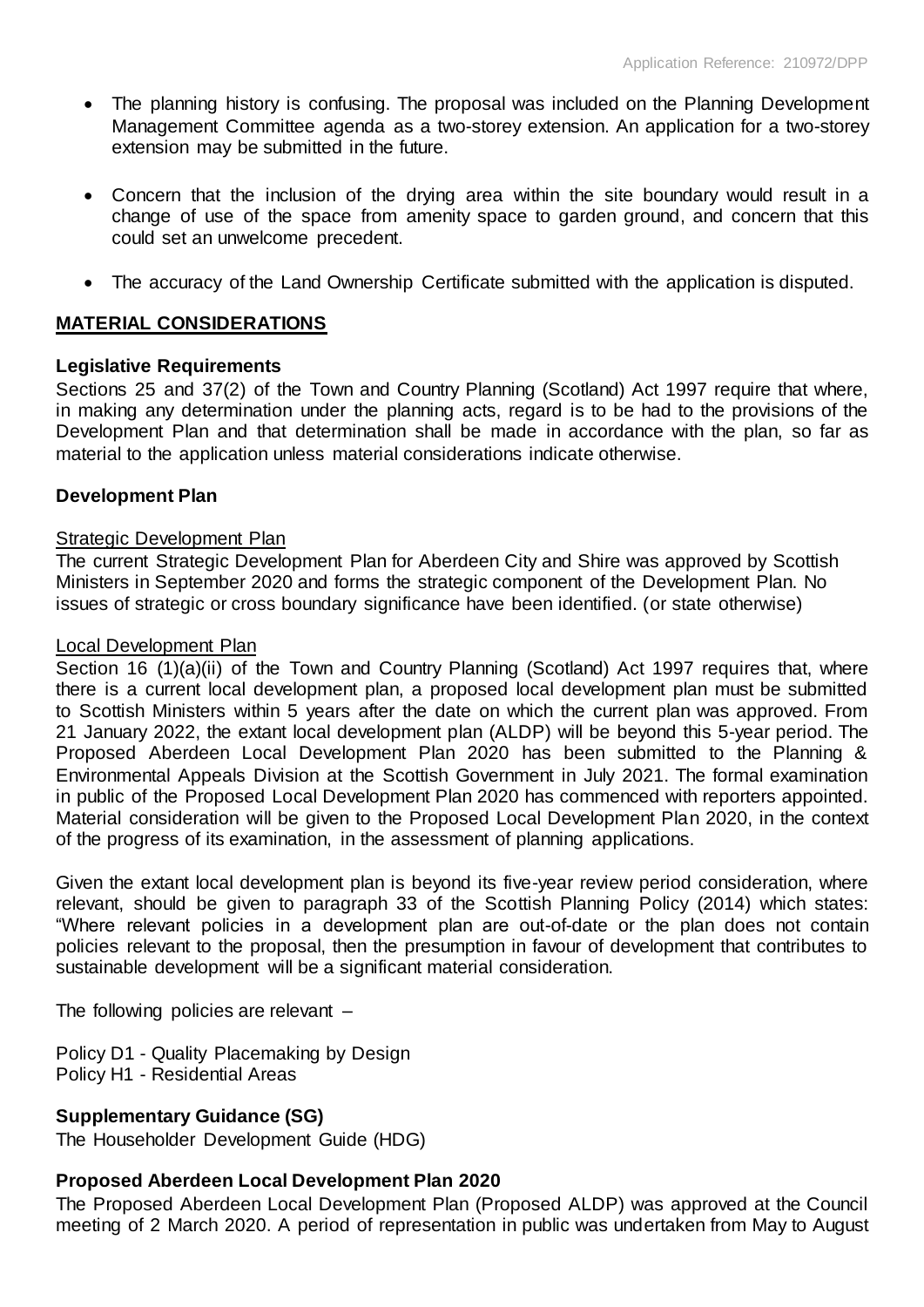- The planning history is confusing. The proposal was included on the Planning Development Management Committee agenda as a two-storey extension. An application for a two-storey extension may be submitted in the future.
- Concern that the inclusion of the drying area within the site boundary would result in a change of use of the space from amenity space to garden ground, and concern that this could set an unwelcome precedent.
- The accuracy of the Land Ownership Certificate submitted with the application is disputed.

## MATERIAL CONSIDERATIONS

### Legislative Requirements

Sections 25 and 37(2) of the Town and Country Planning (Scotland) Act 1997 require that where, in making any determination under the planning acts, regard is to be had to the provisions of the Development Plan and that determination shall be made in accordance with the plan, so far as material to the application unless material considerations indicate otherwise.

### Development Plan

Strategic Development Plan

The current Strategic Development Plan for Aberdeen City and Shire was approved by Scottish Ministers in September 2020 and forms the strategic component of the Development Plan. No issues of strategic or cross boundary significance have been identified. (or state otherwise)

Local Development Plan

Section 16 (1)(a)(ii) of the Town and Country Planning (Scotland) Act 1997 requires that, where there is a current local development plan, a proposed local development plan must be submitted to Scottish Ministers within 5 years after the date on which the current plan was approved. From 21 January 2022, the extant local development plan (ALDP) will be beyond this 5-year period. The Proposed Aberdeen Local Development Plan 2020 has been submitted to the Planning & Environmental Appeals Division at the Scottish Government in July 2021. The formal examination in public of the Proposed Local Development Plan 2020 has commenced with reporters appointed. Material consideration will be given to the Proposed Local Development Plan 2020, in the context of the progress of its examination, in the assessment of planning applications.

Given the extant local development plan is beyond its five-year review period consideration, where relevant, should be given to paragraph 33 of the Scottish Planning Policy (2014) which states: "Where relevant policies in a development plan are out-of-date or the plan does not contain policies relevant to the proposal, then the presumption in favour of development that contributes to sustainable development will be a significant material consideration.

The following policies are relevant –

Policy D1 - Quality Placemaking by Design
Policy H1 - Residential Areas

### Supplementary Guidance (SG)

The Householder Development Guide (HDG)

### Proposed Aberdeen Local Development Plan 2020

The Proposed Aberdeen Local Development Plan (Proposed ALDP) was approved at the Council meeting of 2 March 2020. A period of representation in public was undertaken from May to August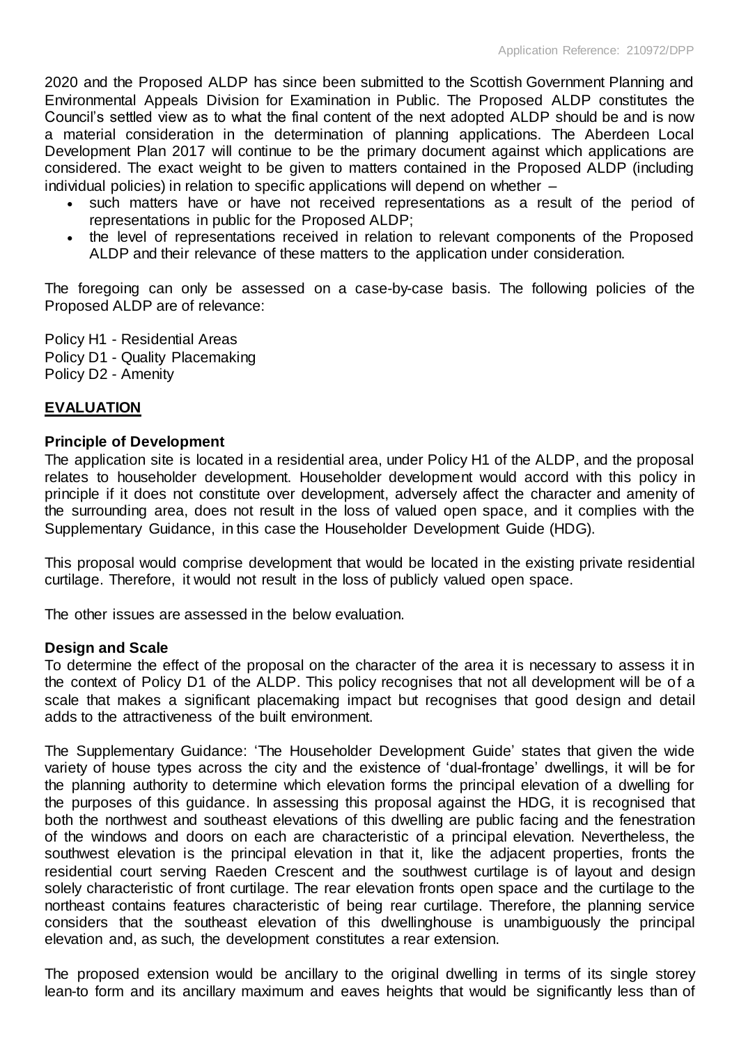2020 and the Proposed ALDP has since been submitted to the Scottish Government Planning and Environmental Appeals Division for Examination in Public. The Proposed ALDP constitutes the Council's settled view as to what the final content of the next adopted ALDP should be and is now a material consideration in the determination of planning applications. The Aberdeen Local Development Plan 2017 will continue to be the primary document against which applications are considered. The exact weight to be given to matters contained in the Proposed ALDP (including individual policies) in relation to specific applications will depend on whether –

- such matters have or have not received representations as a result of the period of representations in public for the Proposed ALDP;
- the level of representations received in relation to relevant components of the Proposed ALDP and their relevance of these matters to the application under consideration.

The foregoing can only be assessed on a case-by-case basis. The following policies of the Proposed ALDP are of relevance:

Policy H1 - Residential Areas
Policy D1 - Quality Placemaking
Policy D2 - Amenity

## EVALUATION

### Principle of Development

The application site is located in a residential area, under Policy H1 of the ALDP, and the proposal relates to householder development. Householder development would accord with this policy in principle if it does not constitute over development, adversely affect the character and amenity of the surrounding area, does not result in the loss of valued open space, and it complies with the Supplementary Guidance, in this case the Householder Development Guide (HDG).

This proposal would comprise development that would be located in the existing private residential curtilage. Therefore, it would not result in the loss of publicly valued open space.

The other issues are assessed in the below evaluation.

### Design and Scale

To determine the effect of the proposal on the character of the area it is necessary to assess it in the context of Policy D1 of the ALDP. This policy recognises that not all development will be of a scale that makes a significant placemaking impact but recognises that good design and detail adds to the attractiveness of the built environment.

The Supplementary Guidance: 'The Householder Development Guide' states that given the wide variety of house types across the city and the existence of 'dual-frontage' dwellings, it will be for the planning authority to determine which elevation forms the principal elevation of a dwelling for the purposes of this guidance. In assessing this proposal against the HDG, it is recognised that both the northwest and southeast elevations of this dwelling are public facing and the fenestration of the windows and doors on each are characteristic of a principal elevation. Nevertheless, the southwest elevation is the principal elevation in that it, like the adjacent properties, fronts the residential court serving Raeden Crescent and the southwest curtilage is of layout and design solely characteristic of front curtilage. The rear elevation fronts open space and the curtilage to the northeast contains features characteristic of being rear curtilage. Therefore, the planning service considers that the southeast elevation of this dwellinghouse is unambiguously the principal elevation and, as such, the development constitutes a rear extension.

The proposed extension would be ancillary to the original dwelling in terms of its single storey lean-to form and its ancillary maximum and eaves heights that would be significantly less than of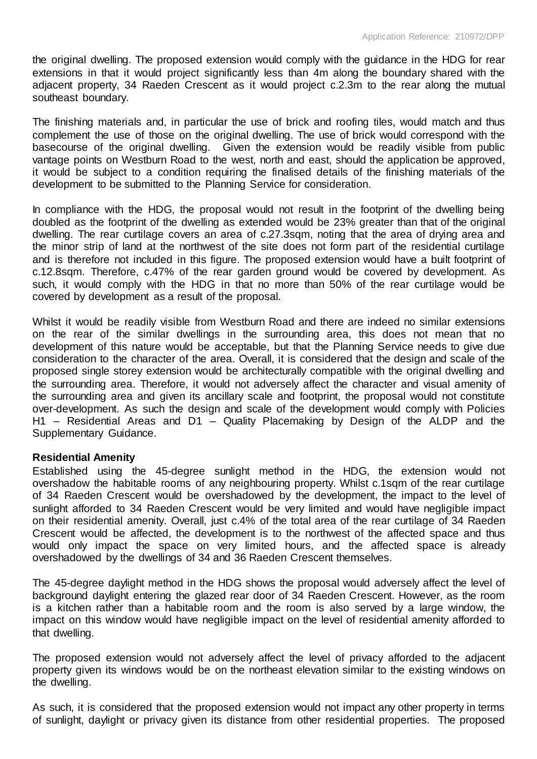the original dwelling. The proposed extension would comply with the guidance in the HDG for rear extensions in that it would project significantly less than 4m along the boundary shared with the adjacent property, 34 Raeden Crescent as it would project c.2.3m to the rear along the mutual southeast boundary.

The finishing materials and, in particular the use of brick and roofing tiles, would match and thus complement the use of those on the original dwelling. The use of brick would correspond with the basecourse of the original dwelling. Given the extension would be readily visible from public vantage points on Westburn Road to the west, north and east, should the application be approved, it would be subject to a condition requiring the finalised details of the finishing materials of the development to be submitted to the Planning Service for consideration.

In compliance with the HDG, the proposal would not result in the footprint of the dwelling being doubled as the footprint of the dwelling as extended would be 23% greater than that of the original dwelling. The rear curtilage covers an area of c.27.3sqm, noting that the area of drying area and the minor strip of land at the northwest of the site does not form part of the residential curtilage and is therefore not included in this figure. The proposed extension would have a built footprint of c.12.8sqm. Therefore, c.47% of the rear garden ground would be covered by development. As such, it would comply with the HDG in that no more than 50% of the rear curtilage would be covered by development as a result of the proposal.

Whilst it would be readily visible from Westburn Road and there are indeed no similar extensions on the rear of the similar dwellings in the surrounding area, this does not mean that no development of this nature would be acceptable, but that the Planning Service needs to give due consideration to the character of the area. Overall, it is considered that the design and scale of the proposed single storey extension would be architecturally compatible with the original dwelling and the surrounding area. Therefore, it would not adversely affect the character and visual amenity of the surrounding area and given its ancillary scale and footprint, the proposal would not constitute over-development. As such the design and scale of the development would comply with Policies H1 – Residential Areas and D1 – Quality Placemaking by Design of the ALDP and the Supplementary Guidance.

**Residential Amenity**

Established using the 45-degree sunlight method in the HDG, the extension would not overshadow the habitable rooms of any neighbouring property. Whilst c.1sqm of the rear curtilage of 34 Raeden Crescent would be overshadowed by the development, the impact to the level of sunlight afforded to 34 Raeden Crescent would be very limited and would have negligible impact on their residential amenity. Overall, just c.4% of the total area of the rear curtilage of 34 Raeden Crescent would be affected, the development is to the northwest of the affected space and thus would only impact the space on very limited hours, and the affected space is already overshadowed by the dwellings of 34 and 36 Raeden Crescent themselves.

The 45-degree daylight method in the HDG shows the proposal would adversely affect the level of background daylight entering the glazed rear door of 34 Raeden Crescent. However, as the room is a kitchen rather than a habitable room and the room is also served by a large window, the impact on this window would have negligible impact on the level of residential amenity afforded to that dwelling.

The proposed extension would not adversely affect the level of privacy afforded to the adjacent property given its windows would be on the northeast elevation similar to the existing windows on the dwelling.

As such, it is considered that the proposed extension would not impact any other property in terms of sunlight, daylight or privacy given its distance from other residential properties. The proposed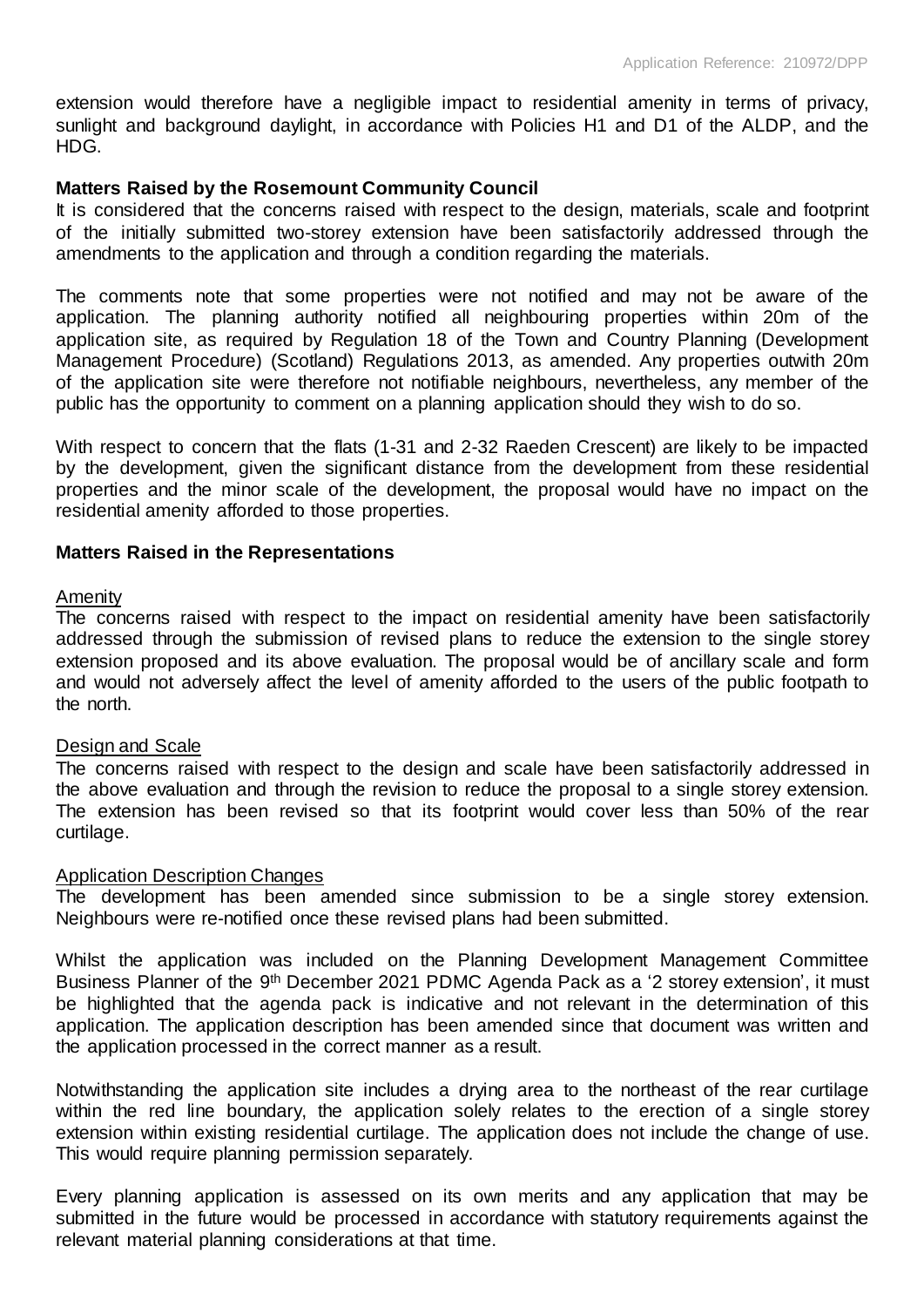extension would therefore have a negligible impact to residential amenity in terms of privacy, sunlight and background daylight, in accordance with Policies H1 and D1 of the ALDP, and the HDG.

**Matters Raised by the Rosemount Community Council**

It is considered that the concerns raised with respect to the design, materials, scale and footprint of the initially submitted two-storey extension have been satisfactorily addressed through the amendments to the application and through a condition regarding the materials.

The comments note that some properties were not notified and may not be aware of the application. The planning authority notified all neighbouring properties within 20m of the application site, as required by Regulation 18 of the Town and Country Planning (Development Management Procedure) (Scotland) Regulations 2013, as amended. Any properties outwith 20m of the application site were therefore not notifiable neighbours, nevertheless, any member of the public has the opportunity to comment on a planning application should they wish to do so.

With respect to concern that the flats (1-31 and 2-32 Raeden Crescent) are likely to be impacted by the development, given the significant distance from the development from these residential properties and the minor scale of the development, the proposal would have no impact on the residential amenity afforded to those properties.

**Matters Raised in the Representations**

Amenity

The concerns raised with respect to the impact on residential amenity have been satisfactorily addressed through the submission of revised plans to reduce the extension to the single storey extension proposed and its above evaluation. The proposal would be of ancillary scale and form and would not adversely affect the level of amenity afforded to the users of the public footpath to the north.

Design and Scale

The concerns raised with respect to the design and scale have been satisfactorily addressed in the above evaluation and through the revision to reduce the proposal to a single storey extension. The extension has been revised so that its footprint would cover less than 50% of the rear curtilage.

Application Description Changes

The development has been amended since submission to be a single storey extension. Neighbours were re-notified once these revised plans had been submitted.

Whilst the application was included on the Planning Development Management Committee Business Planner of the 9th December 2021 PDMC Agenda Pack as a '2 storey extension', it must be highlighted that the agenda pack is indicative and not relevant in the determination of this application. The application description has been amended since that document was written and the application processed in the correct manner as a result.

Notwithstanding the application site includes a drying area to the northeast of the rear curtilage within the red line boundary, the application solely relates to the erection of a single storey extension within existing residential curtilage. The application does not include the change of use. This would require planning permission separately.

Every planning application is assessed on its own merits and any application that may be submitted in the future would be processed in accordance with statutory requirements against the relevant material planning considerations at that time.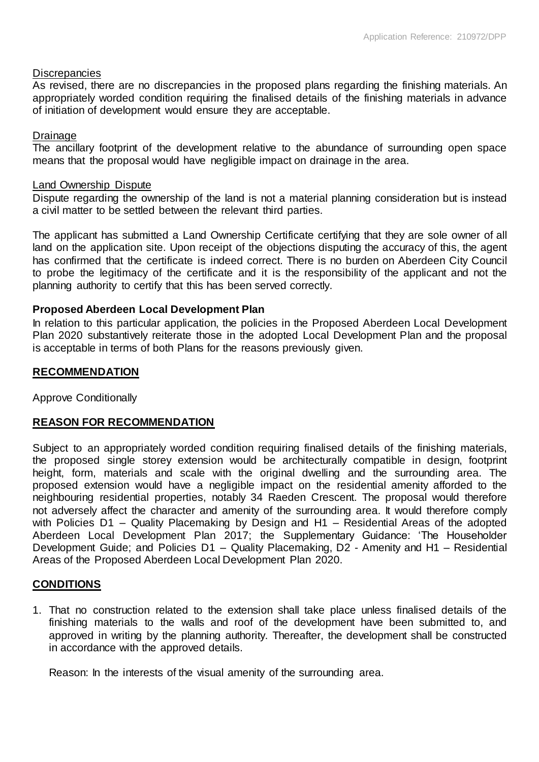Discrepancies

As revised, there are no discrepancies in the proposed plans regarding the finishing materials. An appropriately worded condition requiring the finalised details of the finishing materials in advance of initiation of development would ensure they are acceptable.

Drainage

The ancillary footprint of the development relative to the abundance of surrounding open space means that the proposal would have negligible impact on drainage in the area.

Land Ownership Dispute

Dispute regarding the ownership of the land is not a material planning consideration but is instead a civil matter to be settled between the relevant third parties.

The applicant has submitted a Land Ownership Certificate certifying that they are sole owner of all land on the application site. Upon receipt of the objections disputing the accuracy of this, the agent has confirmed that the certificate is indeed correct. There is no burden on Aberdeen City Council to probe the legitimacy of the certificate and it is the responsibility of the applicant and not the planning authority to certify that this has been served correctly.

**Proposed Aberdeen Local Development Plan**

In relation to this particular application, the policies in the Proposed Aberdeen Local Development Plan 2020 substantively reiterate those in the adopted Local Development Plan and the proposal is acceptable in terms of both Plans for the reasons previously given.

## RECOMMENDATION

Approve Conditionally

## REASON FOR RECOMMENDATION

Subject to an appropriately worded condition requiring finalised details of the finishing materials, the proposed single storey extension would be architecturally compatible in design, footprint height, form, materials and scale with the original dwelling and the surrounding area. The proposed extension would have a negligible impact on the residential amenity afforded to the neighbouring residential properties, notably 34 Raeden Crescent. The proposal would therefore not adversely affect the character and amenity of the surrounding area. It would therefore comply with Policies D1 – Quality Placemaking by Design and H1 – Residential Areas of the adopted Aberdeen Local Development Plan 2017; the Supplementary Guidance: 'The Householder Development Guide; and Policies D1 – Quality Placemaking, D2 - Amenity and H1 – Residential Areas of the Proposed Aberdeen Local Development Plan 2020.

## CONDITIONS

1. That no construction related to the extension shall take place unless finalised details of the finishing materials to the walls and roof of the development have been submitted to, and approved in writing by the planning authority. Thereafter, the development shall be constructed in accordance with the approved details.

   Reason: In the interests of the visual amenity of the surrounding area.